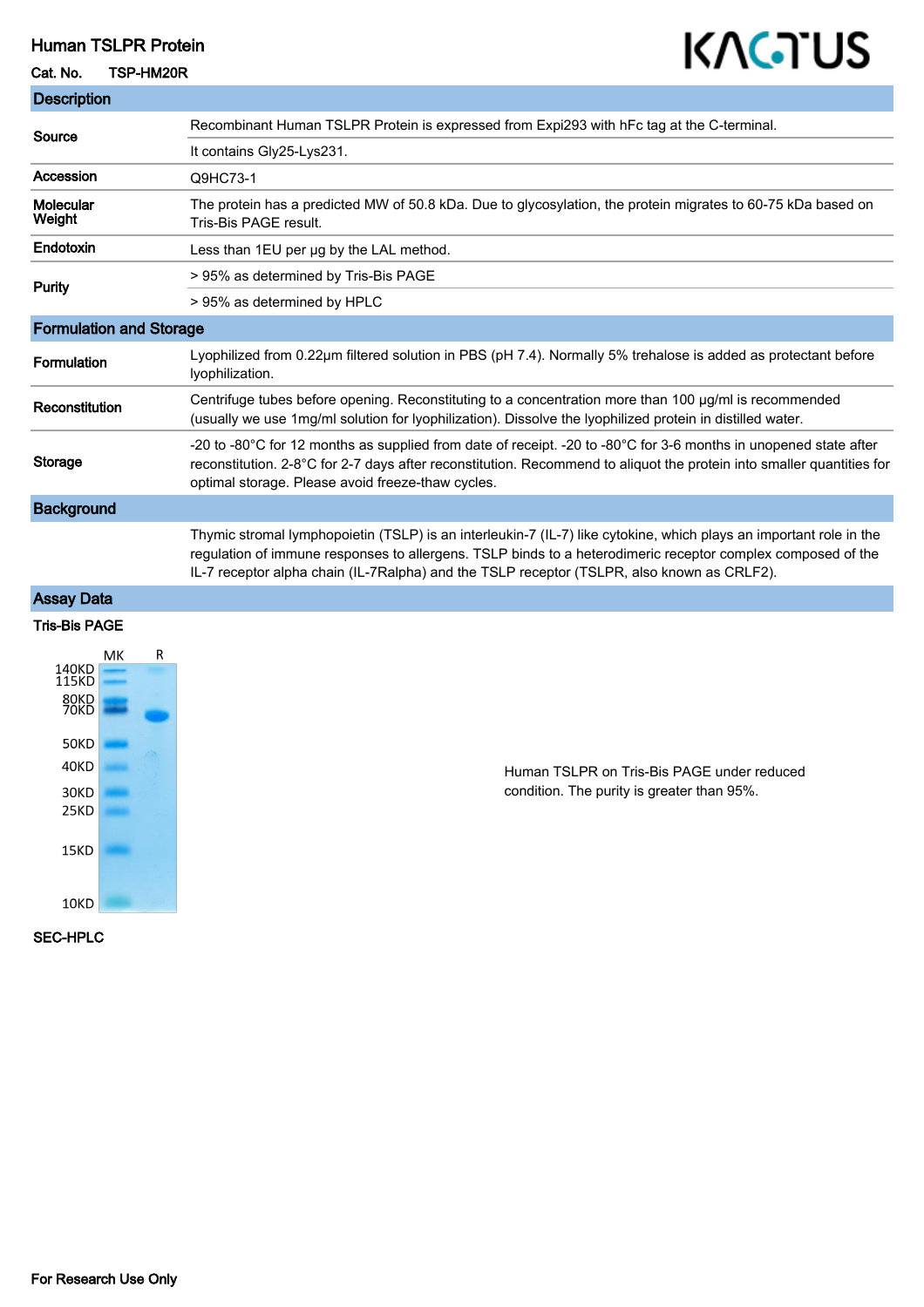# Human TSLPR Protein

**Cat. No.** TSP-HM20R

## Description

| | |
|---|---|
| **Source** | Recombinant Human TSLPR Protein is expressed from Expi293 with hFc tag at the C-terminal. |
| | It contains Gly25-Lys231. |
| **Accession** | Q9HC73-1 |
| **Molecular Weight** | The protein has a predicted MW of 50.8 kDa. Due to glycosylation, the protein migrates to 60-75 kDa based on Tris-Bis PAGE result. |
| **Endotoxin** | Less than 1EU per μg by the LAL method. |
| **Purity** | > 95% as determined by Tris-Bis PAGE |
| | > 95% as determined by HPLC |

## Formulation and Storage

| | |
|---|---|
| **Formulation** | Lyophilized from 0.22μm filtered solution in PBS (pH 7.4). Normally 5% trehalose is added as protectant before lyophilization. |
| **Reconstitution** | Centrifuge tubes before opening. Reconstituting to a concentration more than 100 μg/ml is recommended (usually we use 1mg/ml solution for lyophilization). Dissolve the lyophilized protein in distilled water. |
| **Storage** | -20 to -80°C for 12 months as supplied from date of receipt. -20 to -80°C for 3-6 months in unopened state after reconstitution. 2-8°C for 2-7 days after reconstitution. Recommend to aliquot the protein into smaller quantities for optimal storage. Please avoid freeze-thaw cycles. |

## Background

Thymic stromal lymphopoietin (TSLP) is an interleukin-7 (IL-7) like cytokine, which plays an important role in the regulation of immune responses to allergens. TSLP binds to a heterodimeric receptor complex composed of the IL-7 receptor alpha chain (IL-7Ralpha) and the TSLP receptor (TSLPR, also known as CRLF2).

## Assay Data

### Tris-Bis PAGE

Human TSLPR on Tris-Bis PAGE under reduced condition. The purity is greater than 95%.

### SEC-HPLC

For Research Use Only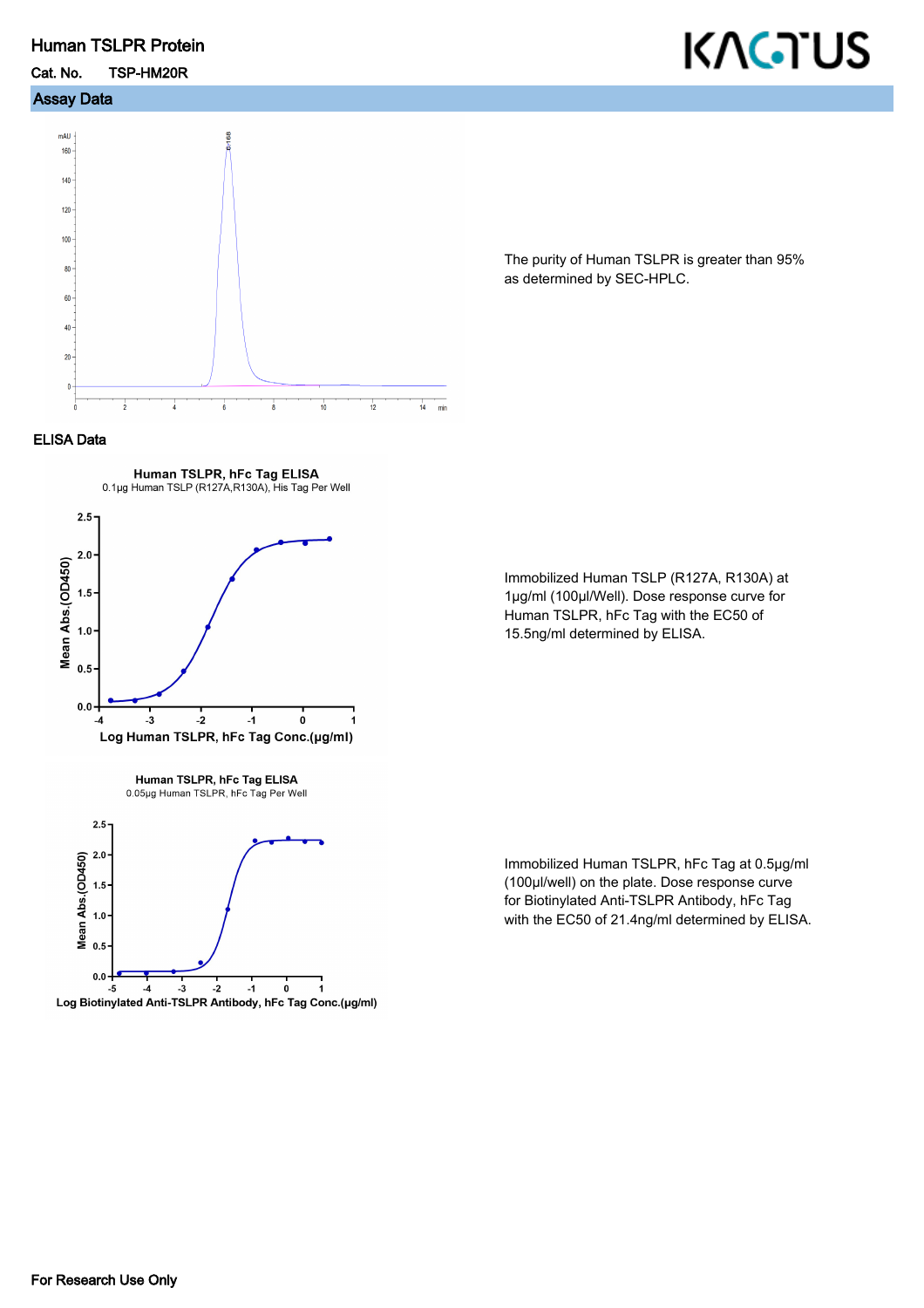Human TSLPR Protein

Cat. No. TSP-HM20R

KACTUS

## Assay Data

mAU
160
140
120
100
80
60
40
20
0
6.168
0 2 4 6 8 10 12 14 min

The purity of Human TSLPR is greater than 95% as determined by SEC-HPLC.

### ELISA Data

**Human TSLPR, hFc Tag ELISA**
0.1µg Human TSLP (R127A,R130A), His Tag Per Well
Mean Abs.(OD450)
2.5
2.0
1.5
1.0
0.5
0.0
-4 -3 -2 -1 0 1
Log Human TSLPR, hFc Tag Conc.(µg/ml)

Immobilized Human TSLP (R127A, R130A) at 1µg/ml (100µl/Well). Dose response curve for Human TSLPR, hFc Tag with the EC50 of 15.5ng/ml determined by ELISA.

**Human TSLPR, hFc Tag ELISA**
0.05µg Human TSLPR, hFc Tag Per Well
Mean Abs.(OD450)
2.5
2.0
1.5
1.0
0.5
0.0
-5 -4 -3 -2 -1 0 1
Log Biotinylated Anti-TSLPR Antibody, hFc Tag Conc.(µg/ml)

Immobilized Human TSLPR, hFc Tag at 0.5µg/ml (100µl/well) on the plate. Dose response curve for Biotinylated Anti-TSLPR Antibody, hFc Tag with the EC50 of 21.4ng/ml determined by ELISA.

For Research Use Only